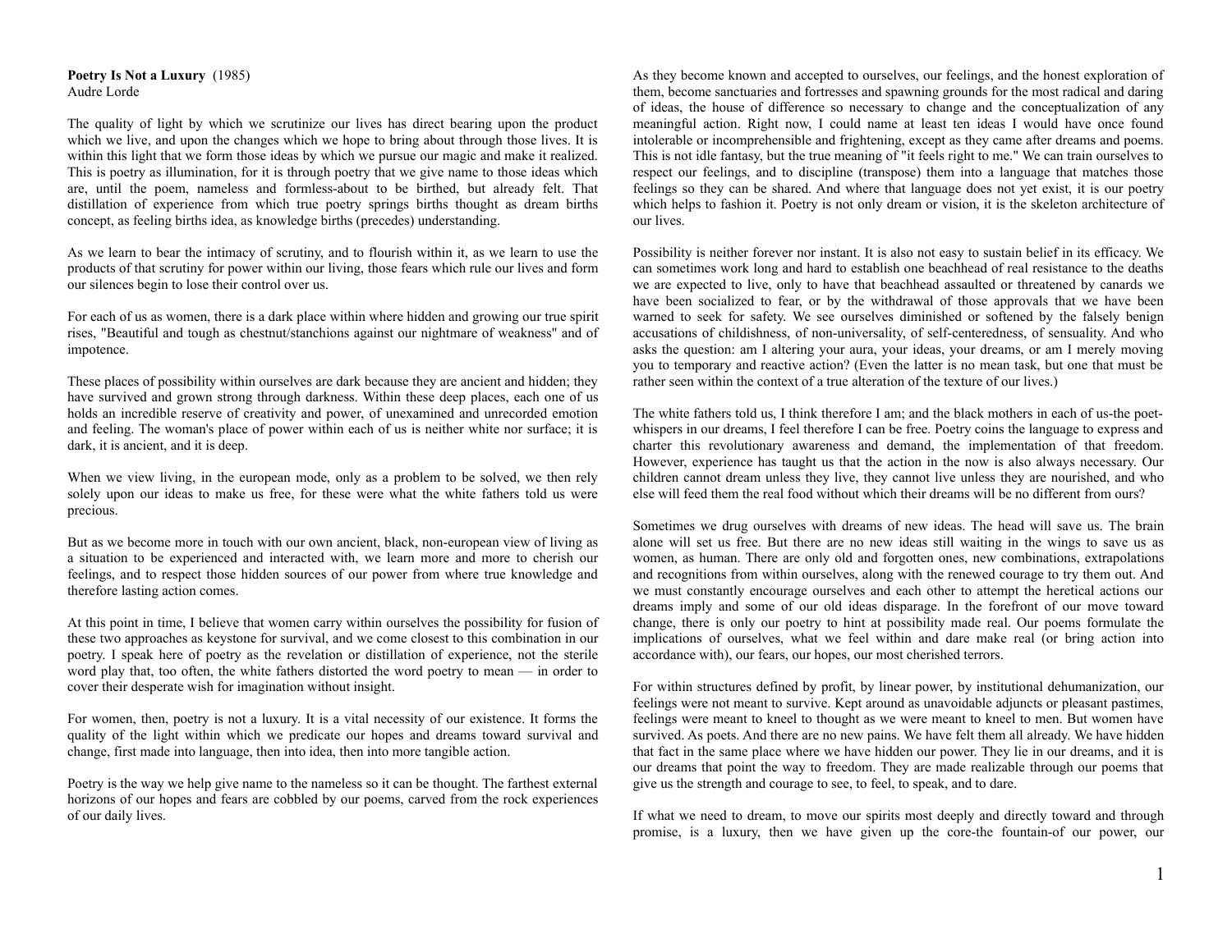**Poetry Is Not a Luxury** (1985)
Audre Lorde

The quality of light by which we scrutinize our lives has direct bearing upon the product which we live, and upon the changes which we hope to bring about through those lives. It is within this light that we form those ideas by which we pursue our magic and make it realized. This is poetry as illumination, for it is through poetry that we give name to those ideas which are, until the poem, nameless and formless-about to be birthed, but already felt. That distillation of experience from which true poetry springs births thought as dream births concept, as feeling births idea, as knowledge births (precedes) understanding.

As we learn to bear the intimacy of scrutiny, and to flourish within it, as we learn to use the products of that scrutiny for power within our living, those fears which rule our lives and form our silences begin to lose their control over us.

For each of us as women, there is a dark place within where hidden and growing our true spirit rises, "Beautiful and tough as chestnut/stanchions against our nightmare of weakness" and of impotence.

These places of possibility within ourselves are dark because they are ancient and hidden; they have survived and grown strong through darkness. Within these deep places, each one of us holds an incredible reserve of creativity and power, of unexamined and unrecorded emotion and feeling. The woman's place of power within each of us is neither white nor surface; it is dark, it is ancient, and it is deep.

When we view living, in the european mode, only as a problem to be solved, we then rely solely upon our ideas to make us free, for these were what the white fathers told us were precious.

But as we become more in touch with our own ancient, black, non-european view of living as a situation to be experienced and interacted with, we learn more and more to cherish our feelings, and to respect those hidden sources of our power from where true knowledge and therefore lasting action comes.

At this point in time, I believe that women carry within ourselves the possibility for fusion of these two approaches as keystone for survival, and we come closest to this combination in our poetry. I speak here of poetry as the revelation or distillation of experience, not the sterile word play that, too often, the white fathers distorted the word poetry to mean — in order to cover their desperate wish for imagination without insight.

For women, then, poetry is not a luxury. It is a vital necessity of our existence. It forms the quality of the light within which we predicate our hopes and dreams toward survival and change, first made into language, then into idea, then into more tangible action.

Poetry is the way we help give name to the nameless so it can be thought. The farthest external horizons of our hopes and fears are cobbled by our poems, carved from the rock experiences of our daily lives.

As they become known and accepted to ourselves, our feelings, and the honest exploration of them, become sanctuaries and fortresses and spawning grounds for the most radical and daring of ideas, the house of difference so necessary to change and the conceptualization of any meaningful action. Right now, I could name at least ten ideas I would have once found intolerable or incomprehensible and frightening, except as they came after dreams and poems. This is not idle fantasy, but the true meaning of "it feels right to me." We can train ourselves to respect our feelings, and to discipline (transpose) them into a language that matches those feelings so they can be shared. And where that language does not yet exist, it is our poetry which helps to fashion it. Poetry is not only dream or vision, it is the skeleton architecture of our lives.

Possibility is neither forever nor instant. It is also not easy to sustain belief in its efficacy. We can sometimes work long and hard to establish one beachhead of real resistance to the deaths we are expected to live, only to have that beachhead assaulted or threatened by canards we have been socialized to fear, or by the withdrawal of those approvals that we have been warned to seek for safety. We see ourselves diminished or softened by the falsely benign accusations of childishness, of non-universality, of self-centeredness, of sensuality. And who asks the question: am I altering your aura, your ideas, your dreams, or am I merely moving you to temporary and reactive action? (Even the latter is no mean task, but one that must be rather seen within the context of a true alteration of the texture of our lives.)

The white fathers told us, I think therefore I am; and the black mothers in each of us-the poet-whispers in our dreams, I feel therefore I can be free. Poetry coins the language to express and charter this revolutionary awareness and demand, the implementation of that freedom. However, experience has taught us that the action in the now is also always necessary. Our children cannot dream unless they live, they cannot live unless they are nourished, and who else will feed them the real food without which their dreams will be no different from ours?

Sometimes we drug ourselves with dreams of new ideas. The head will save us. The brain alone will set us free. But there are no new ideas still waiting in the wings to save us as women, as human. There are only old and forgotten ones, new combinations, extrapolations and recognitions from within ourselves, along with the renewed courage to try them out. And we must constantly encourage ourselves and each other to attempt the heretical actions our dreams imply and some of our old ideas disparage. In the forefront of our move toward change, there is only our poetry to hint at possibility made real. Our poems formulate the implications of ourselves, what we feel within and dare make real (or bring action into accordance with), our fears, our hopes, our most cherished terrors.

For within structures defined by profit, by linear power, by institutional dehumanization, our feelings were not meant to survive. Kept around as unavoidable adjuncts or pleasant pastimes, feelings were meant to kneel to thought as we were meant to kneel to men. But women have survived. As poets. And there are no new pains. We have felt them all already. We have hidden that fact in the same place where we have hidden our power. They lie in our dreams, and it is our dreams that point the way to freedom. They are made realizable through our poems that give us the strength and courage to see, to feel, to speak, and to dare.

If what we need to dream, to move our spirits most deeply and directly toward and through promise, is a luxury, then we have given up the core-the fountain-of our power, our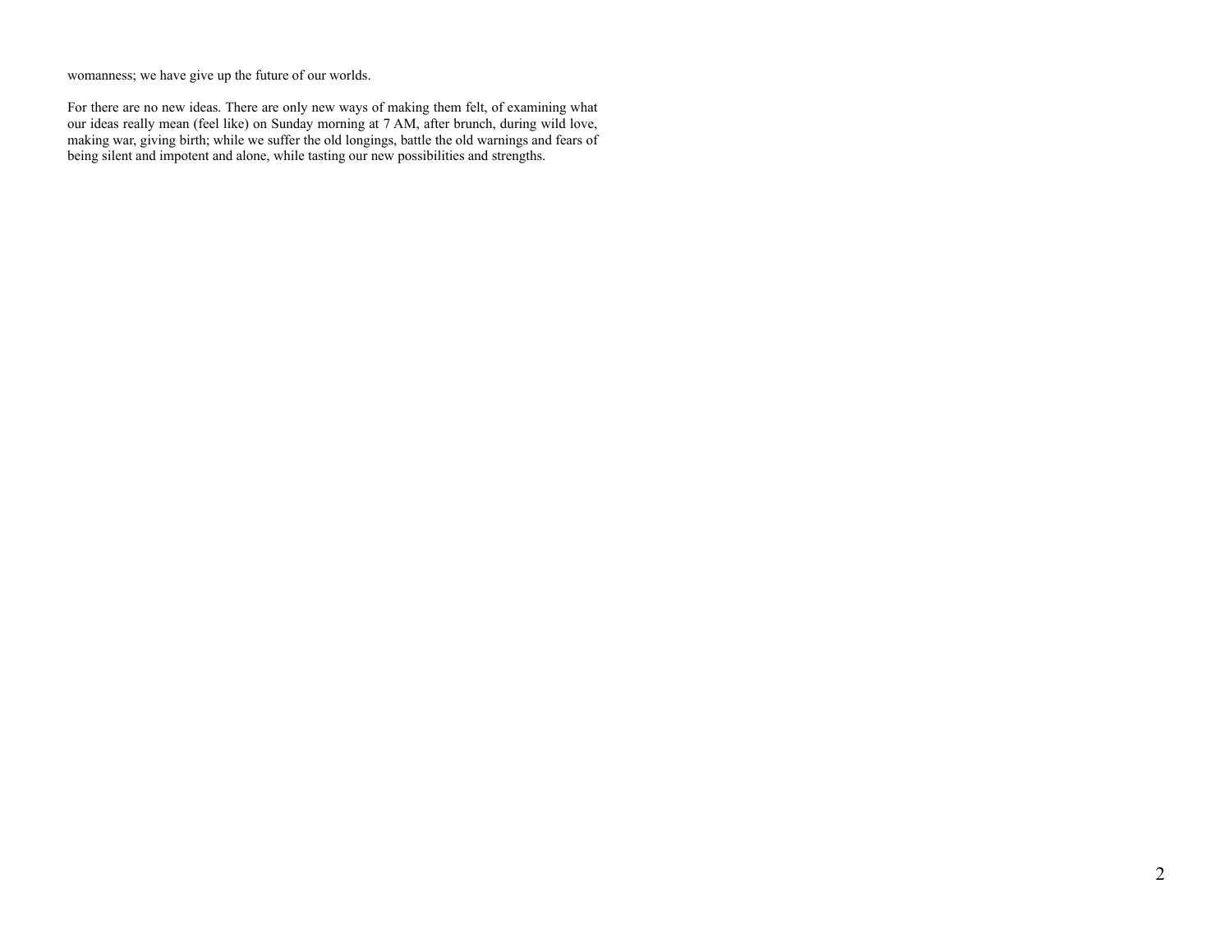womanness; we have give up the future of our worlds.

For there are no new ideas. There are only new ways of making them felt, of examining what our ideas really mean (feel like) on Sunday morning at 7 AM, after brunch, during wild love, making war, giving birth; while we suffer the old longings, battle the old warnings and fears of being silent and impotent and alone, while tasting our new possibilities and strengths.